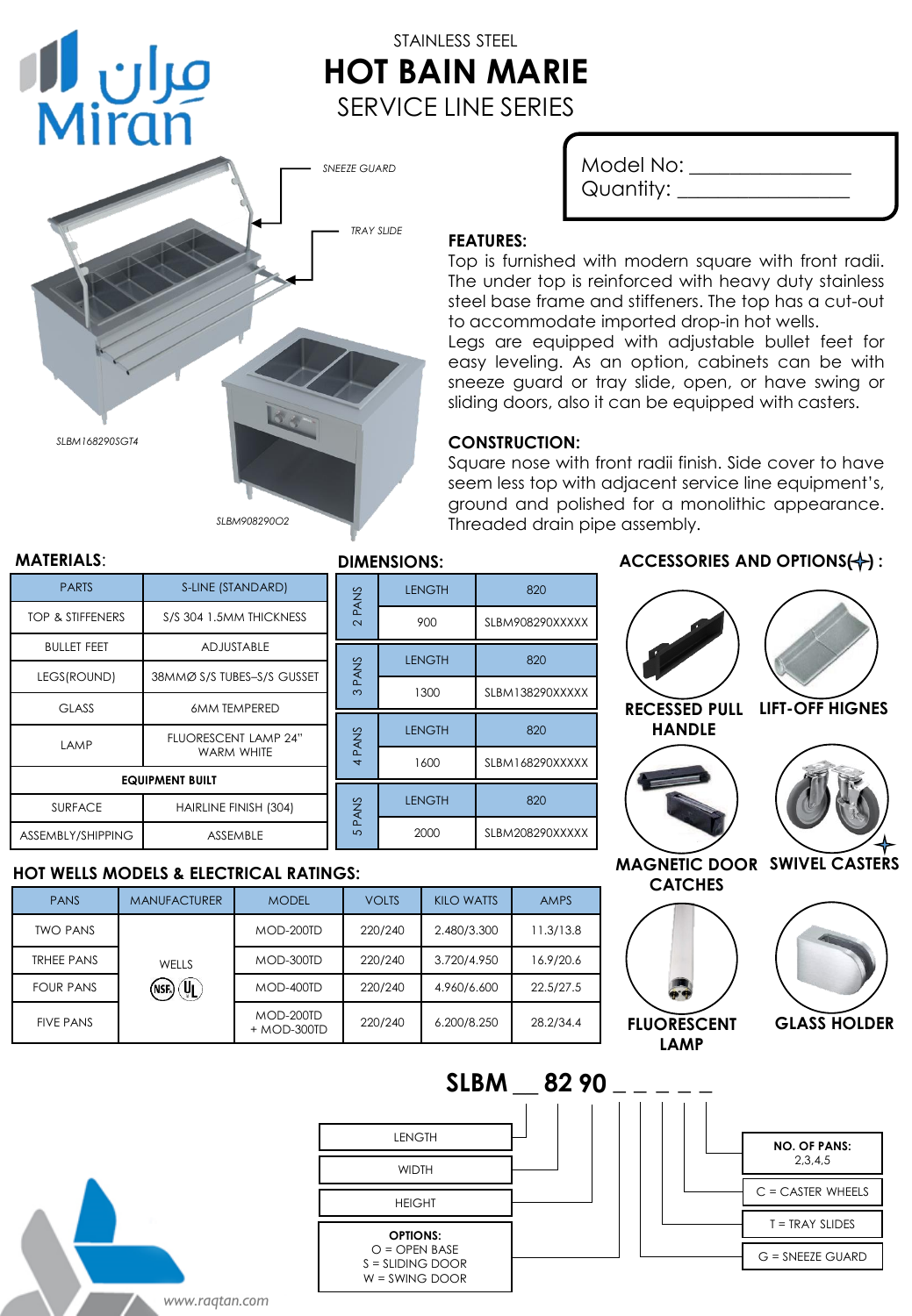مران
Miran

STAINLESS STEEL

# HOT BAIN MARIE

## SERVICE LINE SERIES

Model No: _______________
Quantity: _______________

SNEEZE GUARD

TRAY SLIDE

SLBM168290SGT4

SLBM908290O2

### FEATURES:

Top is furnished with modern square with front radii. The under top is reinforced with heavy duty stainless steel base frame and stiffeners. The top frame has a cut-out to accommodate imported drop-in hot wells.
Legs are equipped with adjustable bullet feet for easy leveling. As an option, cabinets can be with sneeze guard or tray slide, open, or have swing or sliding doors, also it can be equipped with casters.

### CONSTRUCTION:

Square nose with front radii finish. Side cover to have seem less top with adjacent service line equipment's, ground and polished for a monolithic appearance. Threaded drain pipe assembly.

### MATERIALS:

| PARTS | S-LINE (STANDARD) |
|---|---|
| TOP & STIFFENERS | S/S 304 1.5MM THICKNESS |
| BULLET FEET | ADJUSTABLE |
| LEGS(ROUND) | 38MMØ S/S TUBES–S/S GUSSET |
| GLASS | 6MM TEMPERED |
| LAMP | FLUORESCENT LAMP 24" WARM WHITE |
| **EQUIPMENT BUILT** | |
| SURFACE | HAIRLINE FINISH (304) |
| ASSEMBLY/SHIPPING | ASSEMBLE |

### DIMENSIONS:

| | LENGTH | 820 |
|---|---|---|
| 2 PANS | 900 | SLBM908290XXXXX |
| | LENGTH | 820 |
| 3 PANS | 1300 | SLBM138290XXXXX |
| | LENGTH | 820 |
| 4 PANS | 1600 | SLBM168290XXXXX |
| | LENGTH | 820 |
| 5 PANS | 2000 | SLBM208290XXXXX |

### ACCESSORIES AND OPTIONS(+) :

RECESSED PULL HANDLE
LIFT-OFF HIGNES
MAGNETIC DOOR CATCHES
SWIVEL CASTERS
FLUORESCENT LAMP
GLASS HOLDER

### HOT WELLS MODELS & ELECTRICAL RATINGS:

| PANS | MANUFACTURER | MODEL | VOLTS | KILO WATTS | AMPS |
|---|---|---|---|---|---|
| TWO PANS | WELLS NSF UL | MOD-200TD | 220/240 | 2.480/3.300 | 11.3/13.8 |
| TRHEE PANS | | MOD-300TD | 220/240 | 3.720/4.950 | 16.9/20.6 |
| FOUR PANS | | MOD-400TD | 220/240 | 4.960/6.600 | 22.5/27.5 |
| FIVE PANS | | MOD-200TD + MOD-300TD | 220/240 | 6.200/8.250 | 28.2/34.4 |

**SLBM __ 82 90 _ _ _ _ _**

- LENGTH
- WIDTH
- HEIGHT
- **OPTIONS:** O = OPEN BASE, S = SLIDING DOOR, W = SWING DOOR
- **NO. OF PANS:** 2,3,4,5
- C = CASTER WHEELS
- T = TRAY SLIDES
- G = SNEEZE GUARD

www.raqtan.com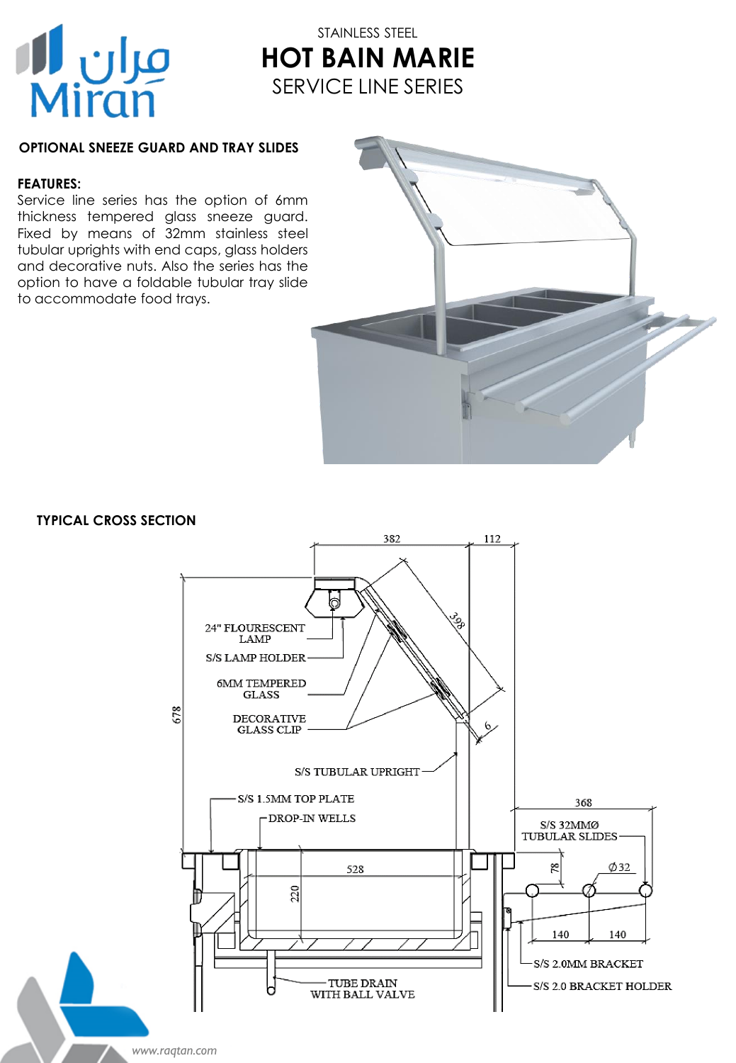STAINLESS STEEL

# HOT BAIN MARIE

SERVICE LINE SERIES

**OPTIONAL SNEEZE GUARD AND TRAY SLIDES**

**FEATURES:**

Service line series has the option of 6mm thickness tempered glass sneeze guard. Fixed by means of 32mm stainless steel tubular uprights with end caps, glass holders and decorative nuts. Also the series has the option to have a foldable tubular tray slide to accommodate food trays.

**TYPICAL CROSS SECTION**

382
112
398
678
6
24" FLOURESCENT LAMP
S/S LAMP HOLDER
6MM TEMPERED GLASS
DECORATIVE GLASS CLIP
S/S TUBULAR UPRIGHT
S/S 1.5MM TOP PLATE
DROP-IN WELLS
528
220
368
S/S 32MMØ TUBULAR SLIDES
78
Ø32
140
140
S/S 2.0MM BRACKET
S/S 2.0 BRACKET HOLDER
TUBE DRAIN WITH BALL VALVE

www.raqtan.com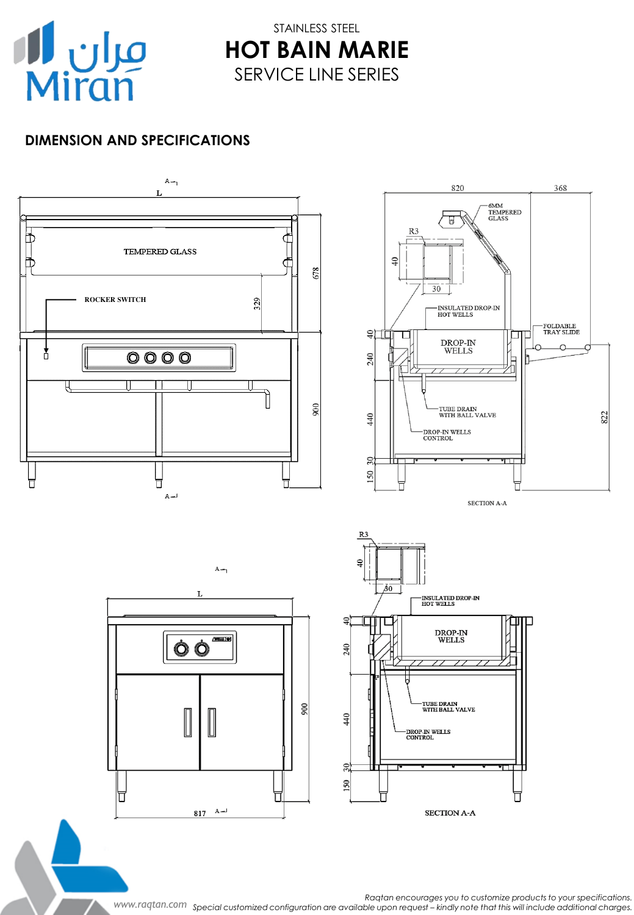STAINLESS STEEL

# HOT BAIN MARIE

SERVICE LINE SERIES

## DIMENSION AND SPECIFICATIONS

L

TEMPERED GLASS

ROCKER SWITCH

329

678

900

820

368

6MM TEMPERED GLASS

R3

40

30

INSULATED DROP-IN HOT WELLS

DROP-IN WELLS

FOLDABLE TRAY SLIDE

40

240

440

30

150

TUBE DRAIN WITH BALL VALVE

DROP-IN WELLS CONTROL

822

SECTION A-A

L

900

817

R3

40

30

INSULATED DROP-IN HOT WELLS

DROP-IN WELLS

40

240

440

30

150

TUBE DRAIN WITH BALL VALVE

DROP-IN WELLS CONTROL

SECTION A-A

*Raqtan encourages you to customize products to your specifications.*
*Special customized configuration are available upon request – kindly note that this will include additional charges.*